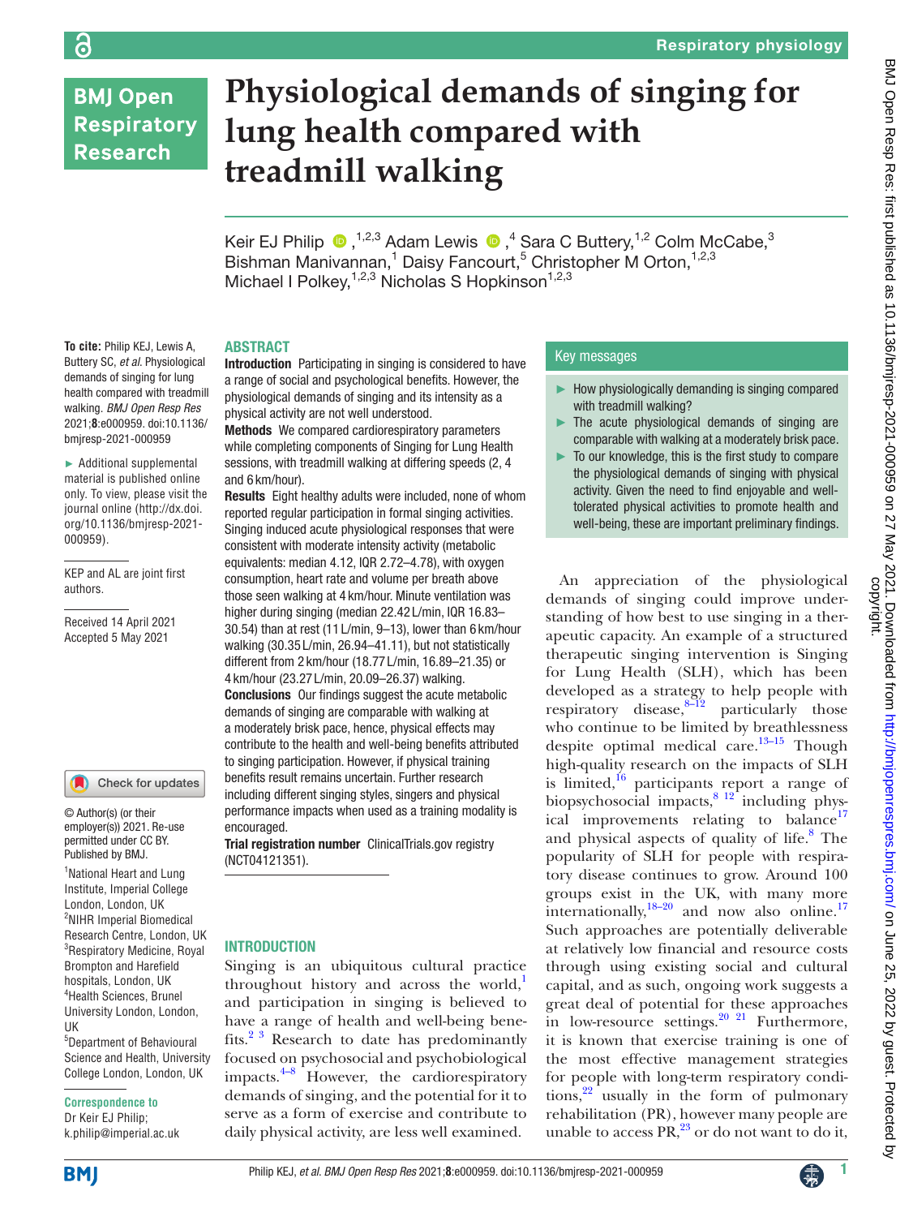# Physiological demands of singing for lung health compared with treadmill walking

Keir EJ Philip [1,2,3], Adam Lewis [4], Sara C Buttery [1,2], Colm McCabe [3], Bishman Manivannan [1], Daisy Fancourt [5], Christopher M Orton [1,2,3], Michael I Polkey [1,2,3], Nicholas S Hopkinson [1,2,3]

**To cite:** Philip KEJ, Lewis A, Buttery SC, *et al*. Physiological demands of singing for lung health compared with treadmill walking. *BMJ Open Resp Res* 2021;**8**:e000959. doi:10.1136/bmjresp-2021-000959

► Additional supplemental material is published online only. To view, please visit the journal online (http://dx.doi.org/10.1136/bmjresp-2021-000959).

KEP and AL are joint first authors.

Received 14 April 2021
Accepted 5 May 2021

© Author(s) (or their employer(s)) 2021. Re-use permitted under CC BY. Published by BMJ.

[1] National Heart and Lung Institute, Imperial College London, London, UK
[2] NIHR Imperial Biomedical Research Centre, London, UK
[3] Respiratory Medicine, Royal Brompton and Harefield hospitals, London, UK
[4] Health Sciences, Brunel University London, London, UK
[5] Department of Behavioural Science and Health, University College London, London, UK

**Correspondence to**
Dr Keir EJ Philip; k.philip@imperial.ac.uk

## ABSTRACT

**Introduction** Participating in singing is considered to have a range of social and psychological benefits. However, the physiological demands of singing and its intensity as a physical activity are not well understood.

**Methods** We compared cardiorespiratory parameters while completing components of Singing for Lung Health sessions, with treadmill walking at differing speeds (2, 4 and 6 km/hour).

**Results** Eight healthy adults were included, none of whom reported regular participation in formal singing activities. Singing induced acute physiological responses that were consistent with moderate intensity activity (metabolic equivalents: median 4.12, IQR 2.72–4.78), with oxygen consumption, heart rate and volume per breath above those seen walking at 4 km/hour. Minute ventilation was higher during singing (median 22.42 L/min, IQR 16.83–30.54) than at rest (11 L/min, 9–13), lower than 6 km/hour walking (30.35 L/min, 26.94–41.11), but not statistically different from 2 km/hour (18.77 L/min, 16.89–21.35) or 4 km/hour (23.27 L/min, 20.09–26.37) walking.

**Conclusions** Our findings suggest the acute metabolic demands of singing are comparable with walking at a moderately brisk pace, hence, physical effects may contribute to the health and well-being benefits attributed to singing participation. However, if physical training benefits result remains uncertain. Further research including different singing styles, singers and physical performance impacts when used as a training modality is encouraged.

**Trial registration number** ClinicalTrials.gov registry (NCT04121351).

## Key messages

- How physiologically demanding is singing compared with treadmill walking?
- The acute physiological demands of singing are comparable with walking at a moderately brisk pace.
- To our knowledge, this is the first study to compare the physiological demands of singing with physical activity. Given the need to find enjoyable and well-tolerated physical activities to promote health and well-being, these are important preliminary findings.

## INTRODUCTION

Singing is an ubiquitous cultural practice throughout history and across the world,[1] and participation in singing is believed to have a range of health and well-being benefits.[2 3] Research to date has predominantly focused on psychosocial and psychobiological impacts.[4–8] However, the cardiorespiratory demands of singing, and the potential for it to serve as a form of exercise and contribute to daily physical activity, are less well examined.

An appreciation of the physiological demands of singing could improve understanding of how best to use singing in a therapeutic capacity. An example of a structured therapeutic singing intervention is Singing for Lung Health (SLH), which has been developed as a strategy to help people with respiratory disease,[8–12] particularly those who continue to be limited by breathlessness despite optimal medical care.[13–15] Though high-quality research on the impacts of SLH is limited,[16] participants report a range of biopsychosocial impacts,[8 12] including physical improvements relating to balance[17] and physical aspects of quality of life.[8] The popularity of SLH for people with respiratory disease continues to grow. Around 100 groups exist in the UK, with many more internationally,[18–20] and now also online.[17] Such approaches are potentially deliverable at relatively low financial and resource costs through using existing social and cultural capital, and as such, ongoing work suggests a great deal of potential for these approaches in low-resource settings.[20 21] Furthermore, it is known that exercise training is one of the most effective management strategies for people with long-term respiratory conditions,[22] usually in the form of pulmonary rehabilitation (PR), however many people are unable to access PR,[23] or do not want to do it,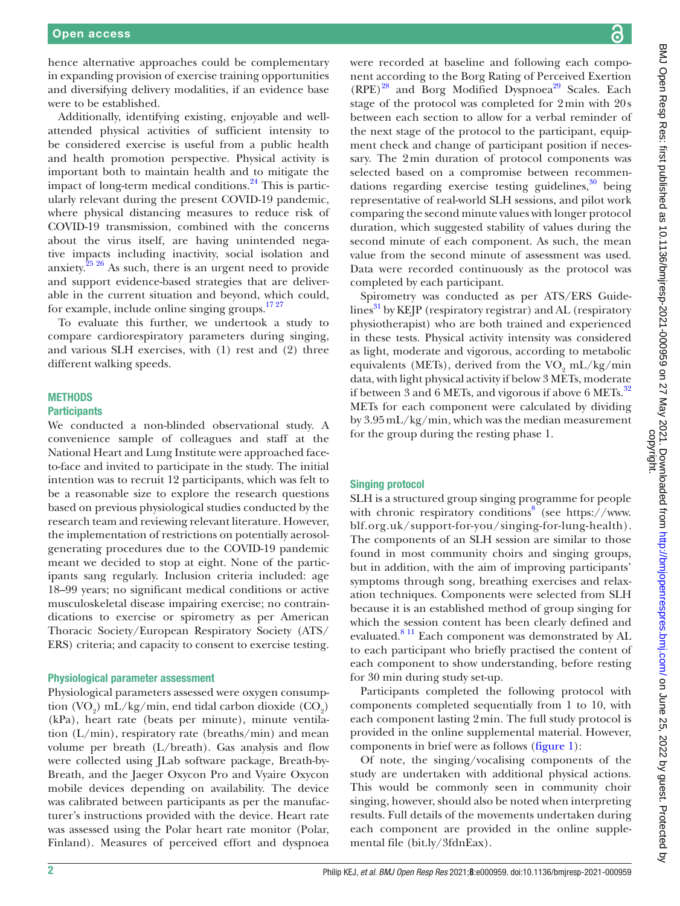hence alternative approaches could be complementary in expanding provision of exercise training opportunities and diversifying delivery modalities, if an evidence base were to be established.

Additionally, identifying existing, enjoyable and well-attended physical activities of sufficient intensity to be considered exercise is useful from a public health and health promotion perspective. Physical activity is important both to maintain health and to mitigate the impact of long-term medical conditions.[24] This is particularly relevant during the present COVID-19 pandemic, where physical distancing measures to reduce risk of COVID-19 transmission, combined with the concerns about the virus itself, are having unintended negative impacts including inactivity, social isolation and anxiety.[25 26] As such, there is an urgent need to provide and support evidence-based strategies that are deliverable in the current situation and beyond, which could, for example, include online singing groups.[17 27]

To evaluate this further, we undertook a study to compare cardiorespiratory parameters during singing, and various SLH exercises, with (1) rest and (2) three different walking speeds.

## METHODS

### Participants

We conducted a non-blinded observational study. A convenience sample of colleagues and staff at the National Heart and Lung Institute were approached face-to-face and invited to participate in the study. The initial intention was to recruit 12 participants, which was felt to be a reasonable size to explore the research questions based on previous physiological studies conducted by the research team and reviewing relevant literature. However, the implementation of restrictions on potentially aerosol-generating procedures due to the COVID-19 pandemic meant we decided to stop at eight. None of the participants sang regularly. Inclusion criteria included: age 18–99 years; no significant medical conditions or active musculoskeletal disease impairing exercise; no contraindications to exercise or spirometry as per American Thoracic Society/European Respiratory Society (ATS/ERS) criteria; and capacity to consent to exercise testing.

### Physiological parameter assessment

Physiological parameters assessed were oxygen consumption ($VO_2$) mL/kg/min, end tidal carbon dioxide ($CO_2$) (kPa), heart rate (beats per minute), minute ventilation (L/min), respiratory rate (breaths/min) and mean volume per breath (L/breath). Gas analysis and flow were collected using JLab software package, Breath-by-Breath, and the Jaeger Oxycon Pro and Vyaire Oxycon mobile devices depending on availability. The device was calibrated between participants as per the manufacturer's instructions provided with the device. Heart rate was assessed using the Polar heart rate monitor (Polar, Finland). Measures of perceived effort and dyspnoea were recorded at baseline and following each component according to the Borg Rating of Perceived Exertion (RPE)[28] and Borg Modified Dyspnoea[29] Scales. Each stage of the protocol was completed for 2 min with 20 s between each section to allow for a verbal reminder of the next stage of the protocol to the participant, equipment check and change of participant position if necessary. The 2 min duration of protocol components was selected based on a compromise between recommendations regarding exercise testing guidelines,[30] being representative of real-world SLH sessions, and pilot work comparing the second minute values with longer protocol duration, which suggested stability of values during the second minute of each component. As such, the mean value from the second minute of assessment was used. Data were recorded continuously as the protocol was completed by each participant.

Spirometry was conducted as per ATS/ERS Guidelines[31] by KEJP (respiratory registrar) and AL (respiratory physiotherapist) who are both trained and experienced in these tests. Physical activity intensity was considered as light, moderate and vigorous, according to metabolic equivalents (METs), derived from the $VO_2$ mL/kg/min data, with light physical activity if below 3 METs, moderate if between 3 and 6 METs, and vigorous if above 6 METs.[32] METs for each component were calculated by dividing by 3.95 mL/kg/min, which was the median measurement for the group during the resting phase 1.

### Singing protocol

SLH is a structured group singing programme for people with chronic respiratory conditions[8] (see https://www.blf.org.uk/support-for-you/singing-for-lung-health). The components of an SLH session are similar to those found in most community choirs and singing groups, but in addition, with the aim of improving participants' symptoms through song, breathing exercises and relaxation techniques. Components were selected from SLH because it is an established method of group singing for which the session content has been clearly defined and evaluated.[8 11] Each component was demonstrated by AL to each participant who briefly practised the content of each component to show understanding, before resting for 30 min during study set-up.

Participants completed the following protocol with components completed sequentially from 1 to 10, with each component lasting 2 min. The full study protocol is provided in the online supplemental material. However, components in brief were as follows (figure 1):

Of note, the singing/vocalising components of the study are undertaken with additional physical actions. This would be commonly seen in community choir singing, however, should also be noted when interpreting results. Full details of the movements undertaken during each component are provided in the online supplemental file (bit.ly/3fdnEax).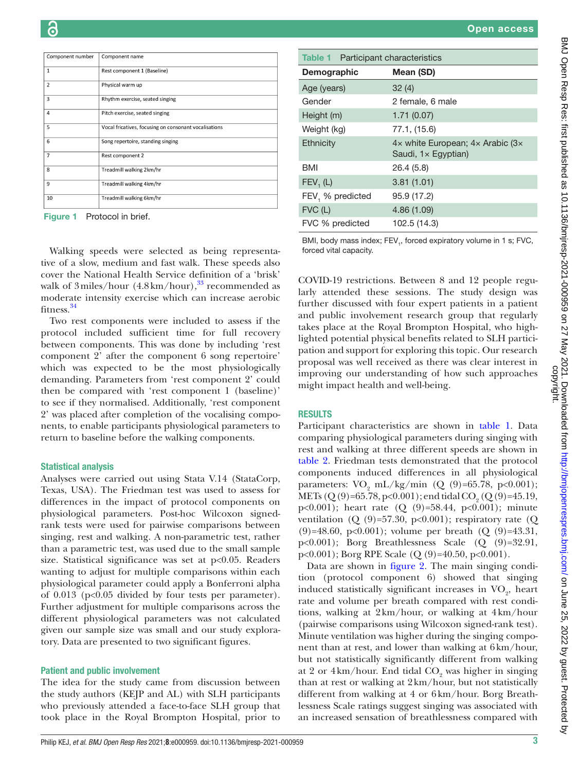| Component number | Component name |
|---|---|
| 1 | Rest component 1 (Baseline) |
| 2 | Physical warm up |
| 3 | Rhythm exercise, seated singing |
| 4 | Pitch exercise, seated singing |
| 5 | Vocal fricatives, focusing on consonant vocalisations |
| 6 | Song repertoire, standing singing |
| 7 | Rest component 2 |
| 8 | Treadmill walking 2km/hr |
| 9 | Treadmill walking 4km/hr |
| 10 | Treadmill walking 6km/hr |

**Figure 1** Protocol in brief.

Walking speeds were selected as being representative of a slow, medium and fast walk. These speeds also cover the National Health Service definition of a 'brisk' walk of 3 miles/hour (4.8 km/hour),[33] recommended as moderate intensity exercise which can increase aerobic fitness.[34]

Two rest components were included to assess if the protocol included sufficient time for full recovery between components. This was done by including 'rest component 2' after the component 6 song repertoire' which was expected to be the most physiologically demanding. Parameters from 'rest component 2' could then be compared with 'rest component 1 (baseline)' to see if they normalised. Additionally, 'rest component 2' was placed after completion of the vocalising components, to enable participants physiological parameters to return to baseline before the walking components.

### Statistical analysis

Analyses were carried out using Stata V.14 (StataCorp, Texas, USA). The Friedman test was used to assess for differences in the impact of protocol components on physiological parameters. Post-hoc Wilcoxon signed-rank tests were used for pairwise comparisons between singing, rest and walking. A non-parametric test, rather than a parametric test, was used due to the small sample size. Statistical significance was set at $p<0.05$. Readers wanting to adjust for multiple comparisons within each physiological parameter could apply a Bonferroni alpha of 0.013 ($p<0.05$ divided by four tests per parameter). Further adjustment for multiple comparisons across the different physiological parameters was not calculated given our sample size was small and our study exploratory. Data are presented to two significant figures.

### Patient and public involvement

The idea for the study came from discussion between the study authors (KEJP and AL) with SLH participants who previously attended a face-to-face SLH group that took place in the Royal Brompton Hospital, prior to COVID-19 restrictions. Between 8 and 12 people regularly attended these sessions. The study design was further discussed with four expert patients in a patient and public involvement research group that regularly takes place at the Royal Brompton Hospital, who highlighted potential physical benefits related to SLH participation and support for exploring this topic. Our research proposal was well received as there was clear interest in improving our understanding of how such approaches might impact health and well-being.

**Table 1** Participant characteristics

| Demographic | Mean (SD) |
|---|---|
| Age (years) | 32 (4) |
| Gender | 2 female, 6 male |
| Height (m) | 1.71 (0.07) |
| Weight (kg) | 77.1, (15.6) |
| Ethnicity | 4× white European; 4× Arabic (3× Saudi, 1× Egyptian) |
| BMI | 26.4 (5.8) |
| $FEV_1$ (L) | 3.81 (1.01) |
| $FEV_1$ % predicted | 95.9 (17.2) |
| FVC (L) | 4.86 (1.09) |
| FVC % predicted | 102.5 (14.3) |

BMI, body mass index; $FEV_1$, forced expiratory volume in 1 s; FVC, forced vital capacity.

## RESULTS

Participant characteristics are shown in table 1. Data comparing physiological parameters during singing with rest and walking at three different speeds are shown in table 2. Friedman tests demonstrated that the protocol components induced differences in all physiological parameters: $VO_2$ mL/kg/min ($Q(9)=65.78$, $p<0.001$); METs ($Q(9)=65.78$, $p<0.001$); end tidal $CO_2$ ($Q(9)=45.19$, $p<0.001$); heart rate ($Q(9)=58.44$, $p<0.001$); minute ventilation ($Q(9)=57.30$, $p<0.001$); respiratory rate ($Q(9)=48.60$, $p<0.001$); volume per breath ($Q(9)=43.31$, $p<0.001$); Borg Breathlessness Scale ($Q(9)=32.91$, $p<0.001$); Borg RPE Scale ($Q(9)=40.50$, $p<0.001$).

Data are shown in figure 2. The main singing condition (protocol component 6) showed that singing induced statistically significant increases in $VO_2$, heart rate and volume per breath compared with rest conditions, walking at 2 km/hour, or walking at 4 km/hour (pairwise comparisons using Wilcoxon signed-rank test). Minute ventilation was higher during the singing component than at rest, and lower than walking at 6 km/hour, but not statistically significantly different from walking at 2 or 4 km/hour. End tidal $CO_2$ was higher in singing than at rest or walking at 2 km/hour, but not statistically different from walking at 4 or 6 km/hour. Borg Breathlessness Scale ratings suggest singing was associated with an increased sensation of breathlessness compared with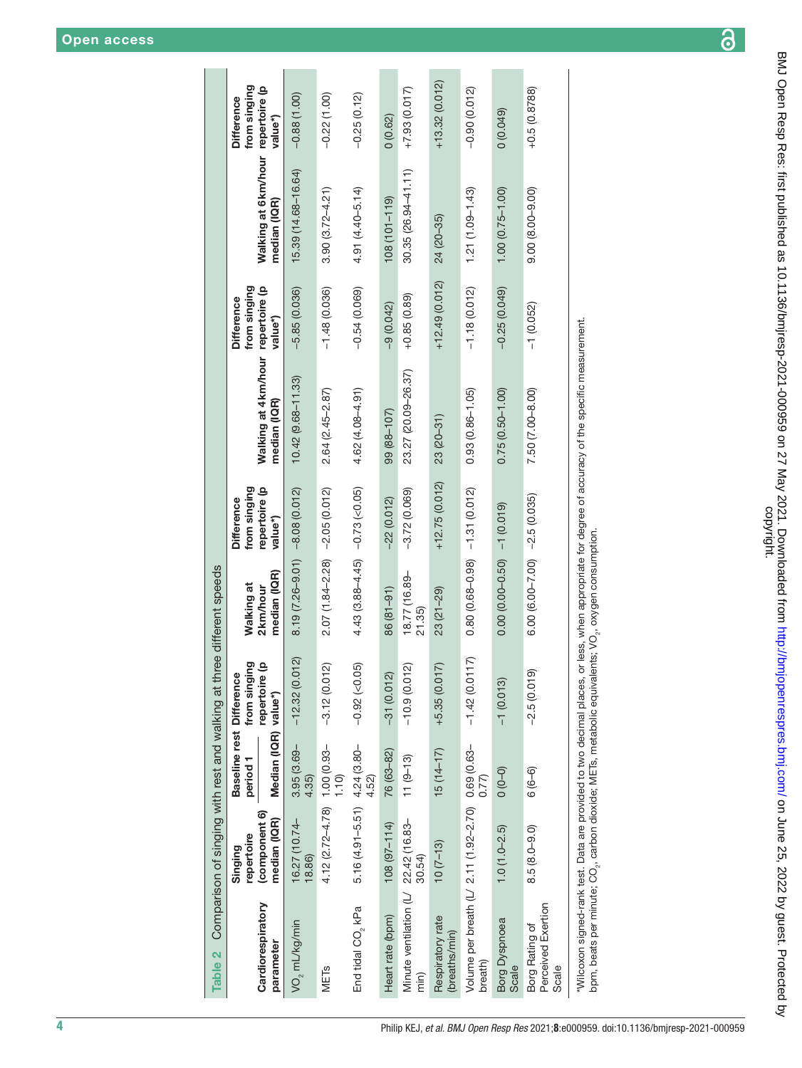**Table 2** Comparison of singing with rest and walking at three different speeds

| Cardiorespiratory parameter | Singing repertoire (component 6) median (IQR) | Baseline rest period 1 Median (IQR) | Difference from singing repertoire (p value*) | Walking at 2km/hour median (IQR) | Difference from singing repertoire (p value*) | Walking at 4km/hour median (IQR) | Difference from singing repertoire (p value*) | Walking at 6km/hour median (IQR) | Difference from singing repertoire (p value*) |
|---|---|---|---|---|---|---|---|---|---|
| $VO_2$ mL/kg/min | 16.27 (10.74–18.86) | 3.95 (3.69–4.35) | −12.32 (0.012) | 8.19 (7.26–9.01) | −8.08 (0.012) | 10.42 (9.68–11.33) | −5.85 (0.036) | 15.39 (14.68–16.64) | −0.88 (1.00) |
| METs | 4.12 (2.72–4.78) | 1.00 (0.93–1.10) | −3.12 (0.012) | 2.07 (1.84–2.28) | −2.05 (0.012) | 2.64 (2.45–2.87) | −1.48 (0.036) | 3.90 (3.72–4.21) | −0.22 (1.00) |
| End tidal $CO_2$ kPa | 5.16 (4.91–5.51) | 4.24 (3.80–4.52) | −0.92 (<0.05) | 4.43 (3.88–4.45) | −0.73 (<0.05) | 4.62 (4.08–4.91) | −0.54 (0.069) | 4.91 (4.40–5.14) | −0.25 (0.12) |
| Heart rate (bpm) | 108 (97–114) | 76 (63–82) | −31 (0.012) | 86 (81–91) | −22 (0.012) | 99 (88–107) | −9 (0.042) | 108 (101–119) | 0 (0.62) |
| Minute ventilation (L/min) | 22.42 (16.83–30.54) | 11 (9–13) | −10.9 (0.012) | 18.77 (16.89–21.35) | −3.72 (0.069) | 23.27 (20.09–26.37) | +0.85 (0.89) | 30.35 (26.94–41.11) | +7.93 (0.017) |
| Respiratory rate (breaths/min) | 10 (7–13) | 15 (14–17) | +5.35 (0.017) | 23 (21–29) | +12.75 (0.012) | 23 (20–31) | +12.49 (0.012) | 24 (20–35) | +13.32 (0.012) |
| Volume per breath (L/breath) | 2.11 (1.92–2.70) | 0.69 (0.63–0.77) | −1.42 (0.0117) | 0.80 (0.68–0.98) | −1.31 (0.012) | 0.93 (0.86–1.05) | −1.18 (0.012) | 1.21 (1.09–1.43) | −0.90 (0.012) |
| Borg Dyspnoea Scale | 1.0 (1.0–2.5) | 0 (0–0) | −1 (0.013) | 0.00 (0.00–0.50) | −1 (0.019) | 0.75 (0.50–1.00) | −0.25 (0.049) | 1.00 (0.75–1.00) | 0 (0.049) |
| Borg Rating of Perceived Exertion Scale | 8.5 (8.0–9.0) | 6 (6–6) | −2.5 (0.019) | 6.00 (6.00–7.00) | −2.5 (0.035) | 7.50 (7.00–8.00) | −1 (0.052) | 9.00 (8.00–9.00) | +0.5 (0.8788) |

*Wilcoxon signed-rank test. Data are provided to two decimal places, or less, when appropriate for degree of accuracy of the specific measurement.

bpm, beats per minute; $CO_2$, carbon dioxide; METs, metabolic equivalents; $VO_2$, oxygen consumption.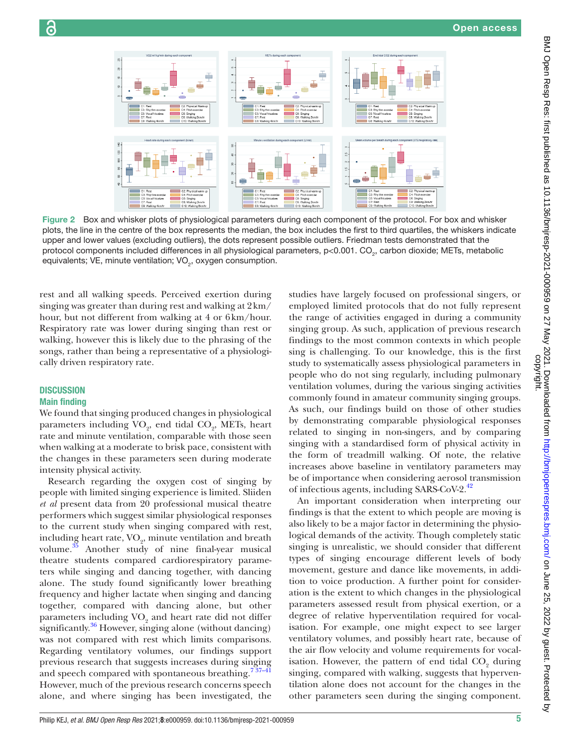Figure 2 Box and whisker plots of physiological parameters during each component of the protocol. For box and whisker plots, the line in the centre of the box represents the median, the box includes the first to third quartiles, the whiskers indicate upper and lower values (excluding outliers), the dots represent possible outliers. Friedman tests demonstrated that the protocol components included differences in all physiological parameters, p<0.001. $CO_2$, carbon dioxide; METs, metabolic equivalents; VE, minute ventilation; $VO_2$, oxygen consumption.

rest and all walking speeds. Perceived exertion during singing was greater than during rest and walking at 2 km/hour, but not different from walking at 4 or 6 km/hour. Respiratory rate was lower during singing than rest or walking, however this is likely due to the phrasing of the songs, rather than being a representative of a physiologically driven respiratory rate.

## DISCUSSION

### Main finding

We found that singing produced changes in physiological parameters including $VO_2$, end tidal $CO_2$, METs, heart rate and minute ventilation, comparable with those seen when walking at a moderate to brisk pace, consistent with the changes in these parameters seen during moderate intensity physical activity.

Research regarding the oxygen cost of singing by people with limited singing experience is limited. Sliiden *et al* present data from 20 professional musical theatre performers which suggest similar physiological responses to the current study when singing compared with rest, including heart rate, $VO_2$, minute ventilation and breath volume.[35] Another study of nine final-year musical theatre students compared cardiorespiratory parameters while singing and dancing together, with dancing alone. The study found significantly lower breathing frequency and higher lactate when singing and dancing together, compared with dancing alone, but other parameters including $VO_2$ and heart rate did not differ significantly.[36] However, singing alone (without dancing) was not compared with rest which limits comparisons. Regarding ventilatory volumes, our findings support previous research that suggests increases during singing and speech compared with spontaneous breathing.[7 37–41] However, much of the previous research concerns speech alone, and where singing has been investigated, the studies have largely focused on professional singers, or employed limited protocols that do not fully represent the range of activities engaged in during a community singing group. As such, application of previous research findings to the most common contexts in which people sing is challenging. To our knowledge, this is the first study to systematically assess physiological parameters in people who do not sing regularly, including pulmonary ventilation volumes, during the various singing activities commonly found in amateur community singing groups. As such, our findings build on those of other studies by demonstrating comparable physiological responses related to singing in non-singers, and by comparing singing with a standardised form of physical activity in the form of treadmill walking. Of note, the relative increases above baseline in ventilatory parameters may be of importance when considering aerosol transmission of infectious agents, including SARS-CoV-2.[42]

An important consideration when interpreting our findings is that the extent to which people are moving is also likely to be a major factor in determining the physiological demands of the activity. Though completely static singing is unrealistic, we should consider that different types of singing encourage different levels of body movement, gesture and dance like movements, in addition to voice production. A further point for consideration is the extent to which changes in the physiological parameters assessed result from physical exertion, or a degree of relative hyperventilation required for vocalisation. For example, one might expect to see larger ventilatory volumes, and possibly heart rate, because of the air flow velocity and volume requirements for vocalisation. However, the pattern of end tidal $CO_2$ during singing, compared with walking, suggests that hyperventilation alone does not account for the changes in the other parameters seen during the singing component.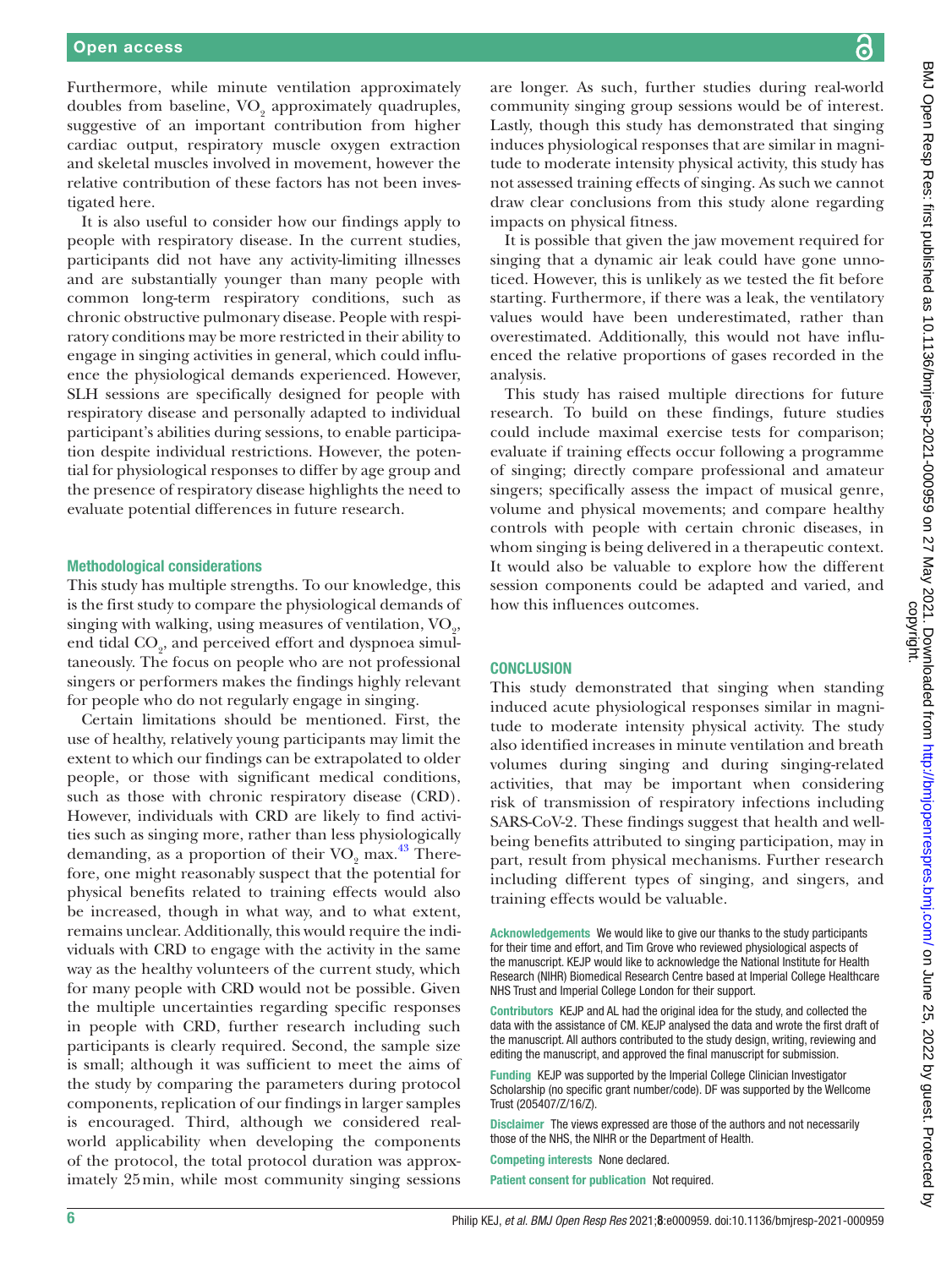Furthermore, while minute ventilation approximately doubles from baseline, $VO_2$ approximately quadruples, suggestive of an important contribution from higher cardiac output, respiratory muscle oxygen extraction and skeletal muscles involved in movement, however the relative contribution of these factors has not been investigated here.

It is also useful to consider how our findings apply to people with respiratory disease. In the current studies, participants did not have any activity-limiting illnesses and are substantially younger than many people with common long-term respiratory conditions, such as chronic obstructive pulmonary disease. People with respiratory conditions may be more restricted in their ability to engage in singing activities in general, which could influence the physiological demands experienced. However, SLH sessions are specifically designed for people with respiratory disease and personally adapted to individual participant's abilities during sessions, to enable participation despite individual restrictions. However, the potential for physiological responses to differ by age group and the presence of respiratory disease highlights the need to evaluate potential differences in future research.

### Methodological considerations

This study has multiple strengths. To our knowledge, this is the first study to compare the physiological demands of singing with walking, using measures of ventilation, $VO_2$, end tidal $CO_2$, and perceived effort and dyspnoea simultaneously. The focus on people who are not professional singers or performers makes the findings highly relevant for people who do not regularly engage in singing.

Certain limitations should be mentioned. First, the use of healthy, relatively young participants may limit the extent to which our findings can be extrapolated to older people, or those with significant medical conditions, such as those with chronic respiratory disease (CRD). However, individuals with CRD are likely to find activities such as singing more, rather than less physiologically demanding, as a proportion of their $VO_2$ max.[43] Therefore, one might reasonably suspect that the potential for physical benefits related to training effects would also be increased, though in what way, and to what extent, remains unclear. Additionally, this would require the individuals with CRD to engage with the activity in the same way as the healthy volunteers of the current study, which for many people with CRD would not be possible. Given the multiple uncertainties regarding specific responses in people with CRD, further research including such participants is clearly required. Second, the sample size is small; although it was sufficient to meet the aims of the study by comparing the parameters during protocol components, replication of our findings in larger samples is encouraged. Third, although we considered real-world applicability when developing the components of the protocol, the total protocol duration was approximately 25 min, while most community singing sessions are longer. As such, further studies during real-world community singing group sessions would be of interest. Lastly, though this study has demonstrated that singing induces physiological responses that are similar in magnitude to moderate intensity physical activity, this study has not assessed training effects of singing. As such we cannot draw clear conclusions from this study alone regarding impacts on physical fitness.

It is possible that given the jaw movement required for singing that a dynamic air leak could have gone unnoticed. However, this is unlikely as we tested the fit before starting. Furthermore, if there was a leak, the ventilatory values would have been underestimated, rather than overestimated. Additionally, this would not have influenced the relative proportions of gases recorded in the analysis.

This study has raised multiple directions for future research. To build on these findings, future studies could include maximal exercise tests for comparison; evaluate if training effects occur following a programme of singing; directly compare professional and amateur singers; specifically assess the impact of musical genre, volume and physical movements; and compare healthy controls with people with certain chronic diseases, in whom singing is being delivered in a therapeutic context. It would also be valuable to explore how the different session components could be adapted and varied, and how this influences outcomes.

## CONCLUSION

This study demonstrated that singing when standing induced acute physiological responses similar in magnitude to moderate intensity physical activity. The study also identified increases in minute ventilation and breath volumes during singing and during singing-related activities, that may be important when considering risk of transmission of respiratory infections including SARS-CoV-2. These findings suggest that health and well-being benefits attributed to singing participation, may in part, result from physical mechanisms. Further research including different types of singing, and singers, and training effects would be valuable.

**Acknowledgements** We would like to give our thanks to the study participants for their time and effort, and Tim Grove who reviewed physiological aspects of the manuscript. KEJP would like to acknowledge the National Institute for Health Research (NIHR) Biomedical Research Centre based at Imperial College Healthcare NHS Trust and Imperial College London for their support.

**Contributors** KEJP and AL had the original idea for the study, and collected the data with the assistance of CM. KEJP analysed the data and wrote the first draft of the manuscript. All authors contributed to the study design, writing, reviewing and editing the manuscript, and approved the final manuscript for submission.

**Funding** KEJP was supported by the Imperial College Clinician Investigator Scholarship (no specific grant number/code). DF was supported by the Wellcome Trust (205407/Z/16/Z).

**Disclaimer** The views expressed are those of the authors and not necessarily those of the NHS, the NIHR or the Department of Health.

**Competing interests** None declared.

**Patient consent for publication** Not required.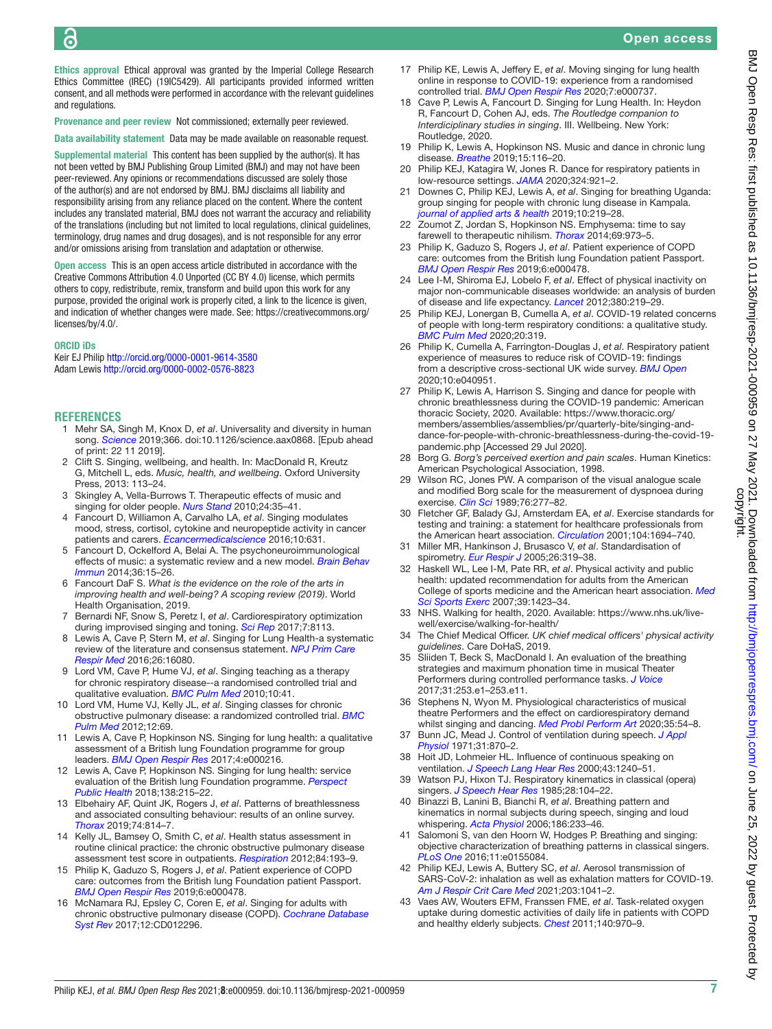**Ethics approval** Ethical approval was granted by the Imperial College Research Ethics Committee (IREC) (19IC5429). All participants provided informed written consent, and all methods were performed in accordance with the relevant guidelines and regulations.

**Provenance and peer review** Not commissioned; externally peer reviewed.

**Data availability statement** Data may be made available on reasonable request.

**Supplemental material** This content has been supplied by the author(s). It has not been vetted by BMJ Publishing Group Limited (BMJ) and may not have been peer-reviewed. Any opinions or recommendations discussed are solely those of the author(s) and are not endorsed by BMJ. BMJ disclaims all liability and responsibility arising from any reliance placed on the content. Where the content includes any translated material, BMJ does not warrant the accuracy and reliability of the translations (including but not limited to local regulations, clinical guidelines, terminology, drug names and drug dosages), and is not responsible for any error and/or omissions arising from translation and adaptation or otherwise.

**Open access** This is an open access article distributed in accordance with the Creative Commons Attribution 4.0 Unported (CC BY 4.0) license, which permits others to copy, redistribute, remix, transform and build upon this work for any purpose, provided the original work is properly cited, a link to the licence is given, and indication of whether changes were made. See: https://creativecommons.org/licenses/by/4.0/.

**ORCID iDs**

Keir EJ Philip http://orcid.org/0000-0001-9614-3580
Adam Lewis http://orcid.org/0000-0002-0576-8823

## REFERENCES

1. Mehr SA, Singh M, Knox D, *et al*. Universality and diversity in human song. *Science* 2019;366. doi:10.1126/science.aax0868. [Epub ahead of print: 22 11 2019].
2. Clift S. Singing, wellbeing, and health. In: MacDonald R, Kreutz G, Mitchell L, eds. *Music, health, and wellbeing*. Oxford University Press, 2013: 113–24.
3. Skingley A, Vella-Burrows T. Therapeutic effects of music and singing for older people. *Nurs Stand* 2010;24:35–41.
4. Fancourt D, Williamon A, Carvalho LA, *et al*. Singing modulates mood, stress, cortisol, cytokine and neuropeptide activity in cancer patients and carers. *Ecancermedicalscience* 2016;10:631.
5. Fancourt D, Ockelford A, Belai A. The psychoneuroimmunological effects of music: a systematic review and a new model. *Brain Behav Immun* 2014;36:15–26.
6. Fancourt DaF S. *What is the evidence on the role of the arts in improving health and well-being? A scoping review (2019)*. World Health Organisation, 2019.
7. Bernardi NF, Snow S, Peretz I, *et al*. Cardiorespiratory optimization during improvised singing and toning. *Sci Rep* 2017;7:8113.
8. Lewis A, Cave P, Stern M, *et al*. Singing for Lung Health-a systematic review of the literature and consensus statement. *NPJ Prim Care Respir Med* 2016;26:16080.
9. Lord VM, Cave P, Hume VJ, *et al*. Singing teaching as a therapy for chronic respiratory disease--a randomised controlled trial and qualitative evaluation. *BMC Pulm Med* 2010;10:41.
10. Lord VM, Hume VJ, Kelly JL, *et al*. Singing classes for chronic obstructive pulmonary disease: a randomized controlled trial. *BMC Pulm Med* 2012;12:69.
11. Lewis A, Cave P, Hopkinson NS. Singing for lung health: a qualitative assessment of a British lung Foundation programme for group leaders. *BMJ Open Respir Res* 2017;4:e000216.
12. Lewis A, Cave P, Hopkinson NS. Singing for lung health: service evaluation of the British lung Foundation programme. *Perspect Public Health* 2018;138:215–22.
13. Elbehairy AF, Quint JK, Rogers J, *et al*. Patterns of breathlessness and associated consulting behaviour: results of an online survey. *Thorax* 2019;74:814–7.
14. Kelly JL, Bamsey O, Smith C, *et al*. Health status assessment in routine clinical practice: the chronic obstructive pulmonary disease assessment test score in outpatients. *Respiration* 2012;84:193–9.
15. Philip K, Gaduzo S, Rogers J, *et al*. Patient experience of COPD care: outcomes from the British lung Foundation patient Passport. *BMJ Open Respir Res* 2019;6:e000478.
16. McNamara RJ, Epsley C, Coren E, *et al*. Singing for adults with chronic obstructive pulmonary disease (COPD). *Cochrane Database Syst Rev* 2017;12:CD012296.
17. Philip KE, Lewis A, Jeffery E, *et al*. Moving singing for lung health online in response to COVID-19: experience from a randomised controlled trial. *BMJ Open Respir Res* 2020;7:e000737.
18. Cave P, Lewis A, Fancourt D. Singing for Lung Health. In: Heydon R, Fancourt D, Cohen AJ, eds. *The Routledge companion to Interdiciplinary studies in singing*. III. Wellbeing. New York: Routledge, 2020.
19. Philip K, Lewis A, Hopkinson NS. Music and dance in chronic lung disease. *Breathe* 2019;15:116–20.
20. Philip KEJ, Katagira W, Jones R. Dance for respiratory patients in low-resource settings. *JAMA* 2020;324:921–2.
21. Downes C, Philip KEJ, Lewis A, *et al*. Singing for breathing Uganda: group singing for people with chronic lung disease in Kampala. *journal of applied arts & health* 2019;10:219–28.
22. Zoumot Z, Jordan S, Hopkinson NS. Emphysema: time to say farewell to therapeutic nihilism. *Thorax* 2014;69:973–5.
23. Philip K, Gaduzo S, Rogers J, *et al*. Patient experience of COPD care: outcomes from the British lung Foundation patient Passport. *BMJ Open Respir Res* 2019;6:e000478.
24. Lee I-M, Shiroma EJ, Lobelo F, *et al*. Effect of physical inactivity on major non-communicable diseases worldwide: an analysis of burden of disease and life expectancy. *Lancet* 2012;380:219–29.
25. Philip KEJ, Lonergan B, Cumella A, *et al*. COVID-19 related concerns of people with long-term respiratory conditions: a qualitative study. *BMC Pulm Med* 2020;20:319.
26. Philip K, Cumella A, Farrington-Douglas J, *et al*. Respiratory patient experience of measures to reduce risk of COVID-19: findings from a descriptive cross-sectional UK wide survey. *BMJ Open* 2020;10:e040951.
27. Philip K, Lewis A, Harrison S. Singing and dance for people with chronic breathlessness during the COVID-19 pandemic: American thoracic Society, 2020. Available: https://www.thoracic.org/members/assemblies/assemblies/pr/quarterly-bite/singing-and-dance-for-people-with-chronic-breathlessness-during-the-covid-19-pandemic.php [Accessed 29 Jul 2020].
28. Borg G. *Borg's perceived exertion and pain scales*. Human Kinetics: American Psychological Association, 1998.
29. Wilson RC, Jones PW. A comparison of the visual analogue scale and modified Borg scale for the measurement of dyspnoea during exercise. *Clin Sci* 1989;76:277–82.
30. Fletcher GF, Balady GJ, Amsterdam EA, *et al*. Exercise standards for testing and training: a statement for healthcare professionals from the American heart association. *Circulation* 2001;104:1694–740.
31. Miller MR, Hankinson J, Brusasco V, *et al*. Standardisation of spirometry. *Eur Respir J* 2005;26:319–38.
32. Haskell WL, Lee I-M, Pate RR, *et al*. Physical activity and public health: updated recommendation for adults from the American College of sports medicine and the American heart association. *Med Sci Sports Exerc* 2007;39:1423–34.
33. NHS. Walking for health, 2020. Available: https://www.nhs.uk/live-well/exercise/walking-for-health/
34. The Chief Medical Officer. *UK chief medical officers' physical activity guidelines*. Care DoHaS, 2019.
35. Sliiden T, Beck S, MacDonald I. An evaluation of the breathing strategies and maximum phonation time in musical Theater Performers during controlled performance tasks. *J Voice* 2017;31:253.e1–253.e11.
36. Stephens N, Wyon M. Physiological characteristics of musical theatre Performers and the effect on cardiorespiratory demand whilst singing and dancing. *Med Probl Perform Art* 2020;35:54–8.
37. Bunn JC, Mead J. Control of ventilation during speech. *J Appl Physiol* 1971;31:870–2.
38. Hoit JD, Lohmeier HL. Influence of continuous speaking on ventilation. *J Speech Lang Hear Res* 2000;43:1240–51.
39. Watson PJ, Hixon TJ. Respiratory kinematics in classical (opera) singers. *J Speech Hear Res* 1985;28:104–22.
40. Binazzi B, Lanini B, Bianchi R, *et al*. Breathing pattern and kinematics in normal subjects during speech, singing and loud whispering. *Acta Physiol* 2006;186:233–46.
41. Salomoni S, van den Hoorn W, Hodges P. Breathing and singing: objective characterization of breathing patterns in classical singers. *PLoS One* 2016;11:e0155084.
42. Philip KEJ, Lewis A, Buttery SC, *et al*. Aerosol transmission of SARS-CoV-2: inhalation as well as exhalation matters for COVID-19. *Am J Respir Crit Care Med* 2021;203:1041–2.
43. Vaes AW, Wouters EFM, Franssen FME, *et al*. Task-related oxygen uptake during domestic activities of daily life in patients with COPD and healthy elderly subjects. *Chest* 2011;140:970–9.